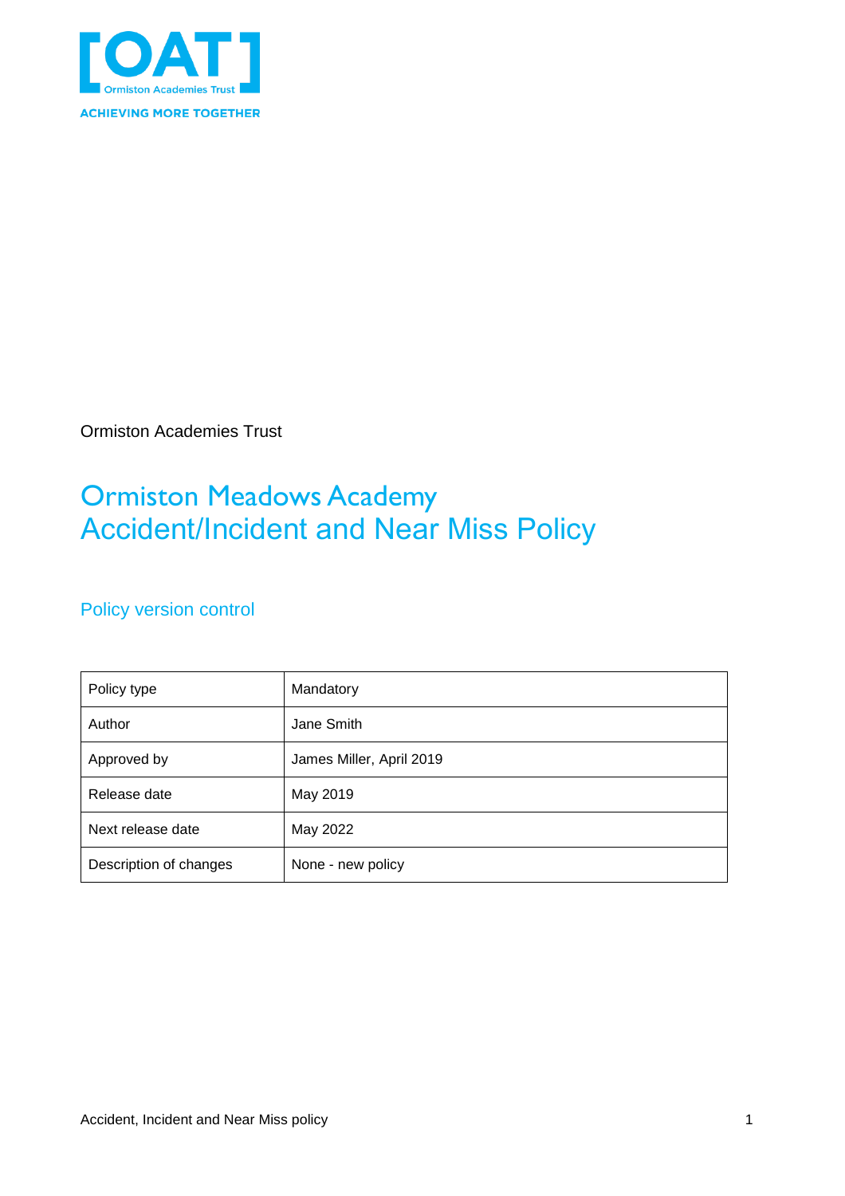Ormiston Academies Trust

# Ormiston Meadows Academy
# Accident/Incident and Near Miss Policy

## Policy version control

| Policy type | Mandatory |
|---|---|
| Author | Jane Smith |
| Approved by | James Miller, April 2019 |
| Release date | May 2019 |
| Next release date | May 2022 |
| Description of changes | None - new policy |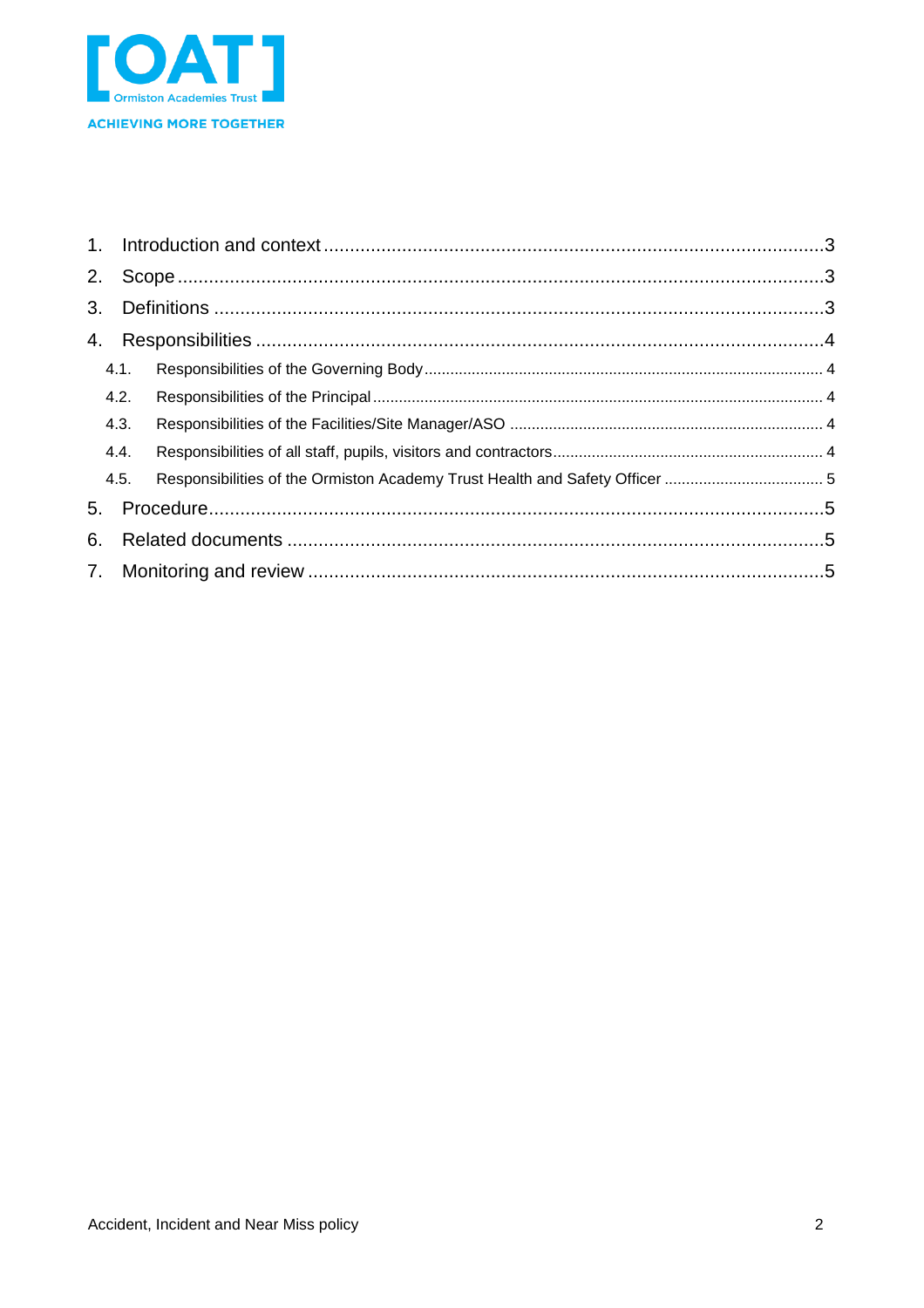1. Introduction and context ....................................................................................3
2. Scope ....................................................................................................................3
3. Definitions ...........................................................................................................3
4. Responsibilities ...................................................................................................4
   - 4.1. Responsibilities of the Governing Body ....................................................... 4
   - 4.2. Responsibilities of the Principal ................................................................... 4
   - 4.3. Responsibilities of the Facilities/Site Manager/ASO .................................... 4
   - 4.4. Responsibilities of all staff, pupils, visitors and contractors ......................... 4
   - 4.5. Responsibilities of the Ormiston Academy Trust Health and Safety Officer ..... 5
5. Procedure .............................................................................................................5
6. Related documents ..............................................................................................5
7. Monitoring and review .........................................................................................5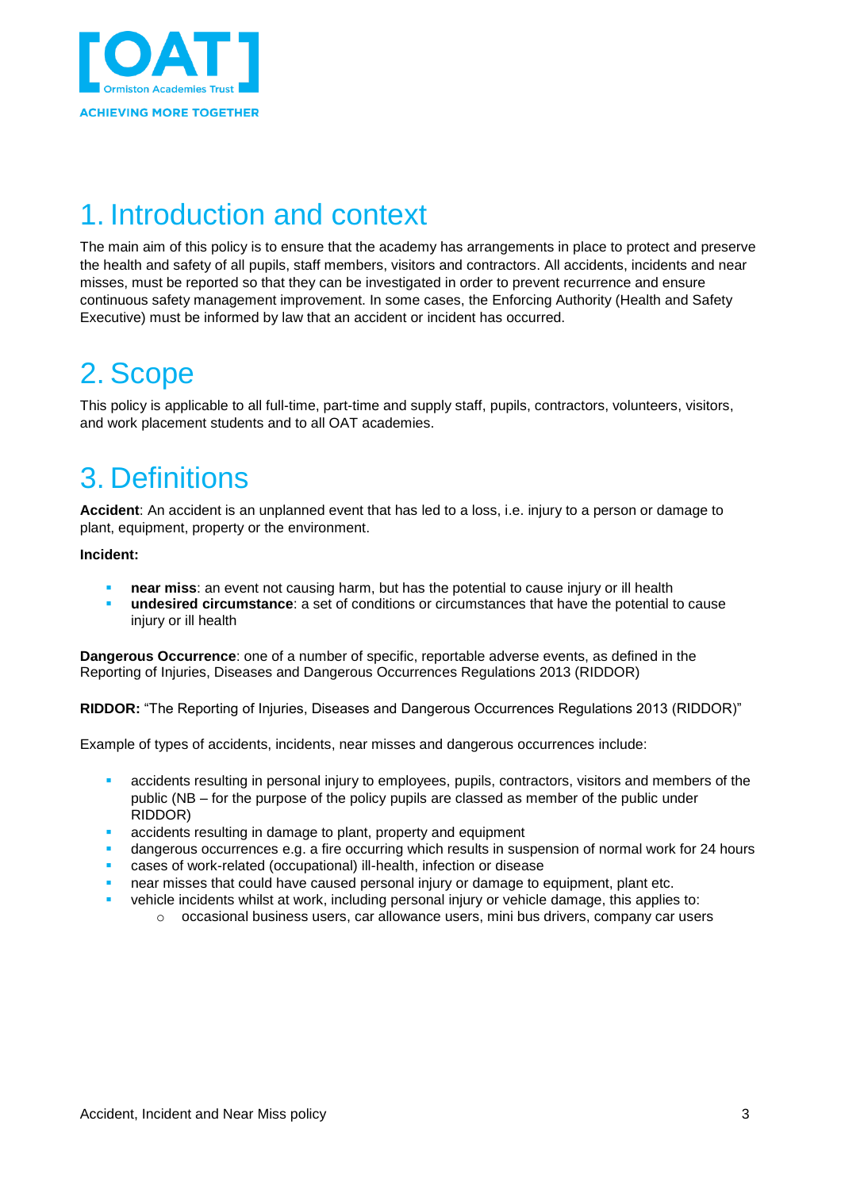# 1. Introduction and context

The main aim of this policy is to ensure that the academy has arrangements in place to protect and preserve the health and safety of all pupils, staff members, visitors and contractors. All accidents, incidents and near misses, must be reported so that they can be investigated in order to prevent recurrence and ensure continuous safety management improvement. In some cases, the Enforcing Authority (Health and Safety Executive) must be informed by law that an accident or incident has occurred.

# 2. Scope

This policy is applicable to all full-time, part-time and supply staff, pupils, contractors, volunteers, visitors, and work placement students and to all OAT academies.

# 3. Definitions

**Accident**: An accident is an unplanned event that has led to a loss, i.e. injury to a person or damage to plant, equipment, property or the environment.

**Incident:**

- **near miss**: an event not causing harm, but has the potential to cause injury or ill health
- **undesired circumstance**: a set of conditions or circumstances that have the potential to cause injury or ill health

**Dangerous Occurrence**: one of a number of specific, reportable adverse events, as defined in the Reporting of Injuries, Diseases and Dangerous Occurrences Regulations 2013 (RIDDOR)

**RIDDOR:** "The Reporting of Injuries, Diseases and Dangerous Occurrences Regulations 2013 (RIDDOR)"

Example of types of accidents, incidents, near misses and dangerous occurrences include:

- accidents resulting in personal injury to employees, pupils, contractors, visitors and members of the public (NB – for the purpose of the policy pupils are classed as member of the public under RIDDOR)
- accidents resulting in damage to plant, property and equipment
- dangerous occurrences e.g. a fire occurring which results in suspension of normal work for 24 hours
- cases of work-related (occupational) ill-health, infection or disease
- near misses that could have caused personal injury or damage to equipment, plant etc.
- vehicle incidents whilst at work, including personal injury or vehicle damage, this applies to:
    - occasional business users, car allowance users, mini bus drivers, company car users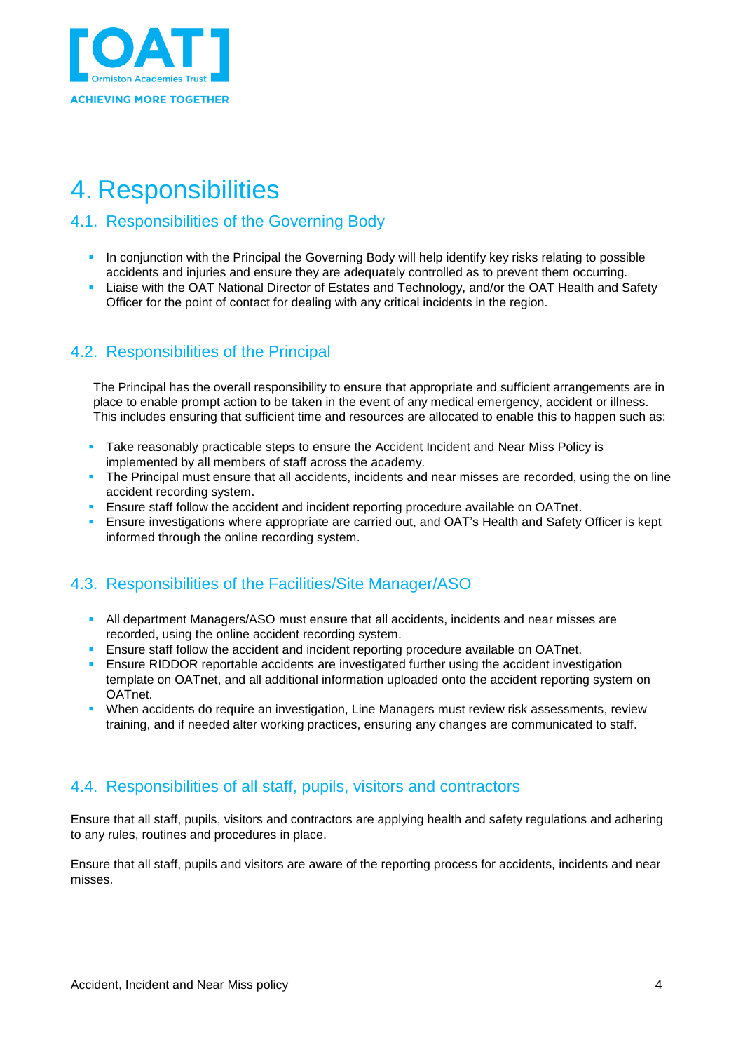# 4. Responsibilities

## 4.1. Responsibilities of the Governing Body

- In conjunction with the Principal the Governing Body will help identify key risks relating to possible accidents and injuries and ensure they are adequately controlled as to prevent them occurring.
- Liaise with the OAT National Director of Estates and Technology, and/or the OAT Health and Safety Officer for the point of contact for dealing with any critical incidents in the region.

## 4.2. Responsibilities of the Principal

The Principal has the overall responsibility to ensure that appropriate and sufficient arrangements are in place to enable prompt action to be taken in the event of any medical emergency, accident or illness. This includes ensuring that sufficient time and resources are allocated to enable this to happen such as:

- Take reasonably practicable steps to ensure the Accident Incident and Near Miss Policy is implemented by all members of staff across the academy.
- The Principal must ensure that all accidents, incidents and near misses are recorded, using the on line accident recording system.
- Ensure staff follow the accident and incident reporting procedure available on OATnet.
- Ensure investigations where appropriate are carried out, and OAT's Health and Safety Officer is kept informed through the online recording system.

## 4.3. Responsibilities of the Facilities/Site Manager/ASO

- All department Managers/ASO must ensure that all accidents, incidents and near misses are recorded, using the online accident recording system.
- Ensure staff follow the accident and incident reporting procedure available on OATnet.
- Ensure RIDDOR reportable accidents are investigated further using the accident investigation template on OATnet, and all additional information uploaded onto the accident reporting system on OATnet.
- When accidents do require an investigation, Line Managers must review risk assessments, review training, and if needed alter working practices, ensuring any changes are communicated to staff.

## 4.4. Responsibilities of all staff, pupils, visitors and contractors

Ensure that all staff, pupils, visitors and contractors are applying health and safety regulations and adhering to any rules, routines and procedures in place.

Ensure that all staff, pupils and visitors are aware of the reporting process for accidents, incidents and near misses.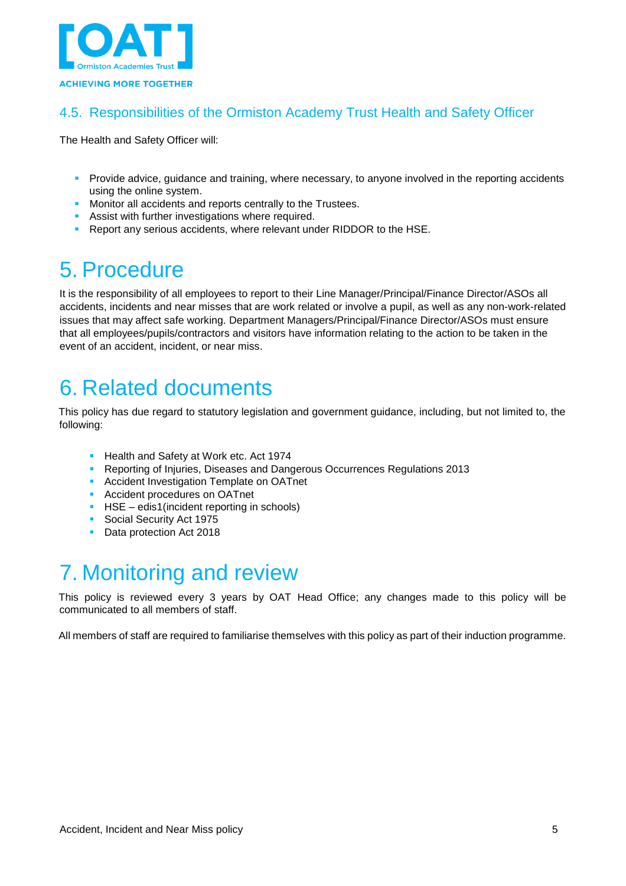### 4.5. Responsibilities of the Ormiston Academy Trust Health and Safety Officer

The Health and Safety Officer will:

- Provide advice, guidance and training, where necessary, to anyone involved in the reporting accidents using the online system.
- Monitor all accidents and reports centrally to the Trustees.
- Assist with further investigations where required.
- Report any serious accidents, where relevant under RIDDOR to the HSE.

# 5. Procedure

It is the responsibility of all employees to report to their Line Manager/Principal/Finance Director/ASOs all accidents, incidents and near misses that are work related or involve a pupil, as well as any non-work-related issues that may affect safe working. Department Managers/Principal/Finance Director/ASOs must ensure that all employees/pupils/contractors and visitors have information relating to the action to be taken in the event of an accident, incident, or near miss.

# 6. Related documents

This policy has due regard to statutory legislation and government guidance, including, but not limited to, the following:

- Health and Safety at Work etc. Act 1974
- Reporting of Injuries, Diseases and Dangerous Occurrences Regulations 2013
- Accident Investigation Template on OATnet
- Accident procedures on OATnet
- HSE – edis1(incident reporting in schools)
- Social Security Act 1975
- Data protection Act 2018

# 7. Monitoring and review

This policy is reviewed every 3 years by OAT Head Office; any changes made to this policy will be communicated to all members of staff.

All members of staff are required to familiarise themselves with this policy as part of their induction programme.